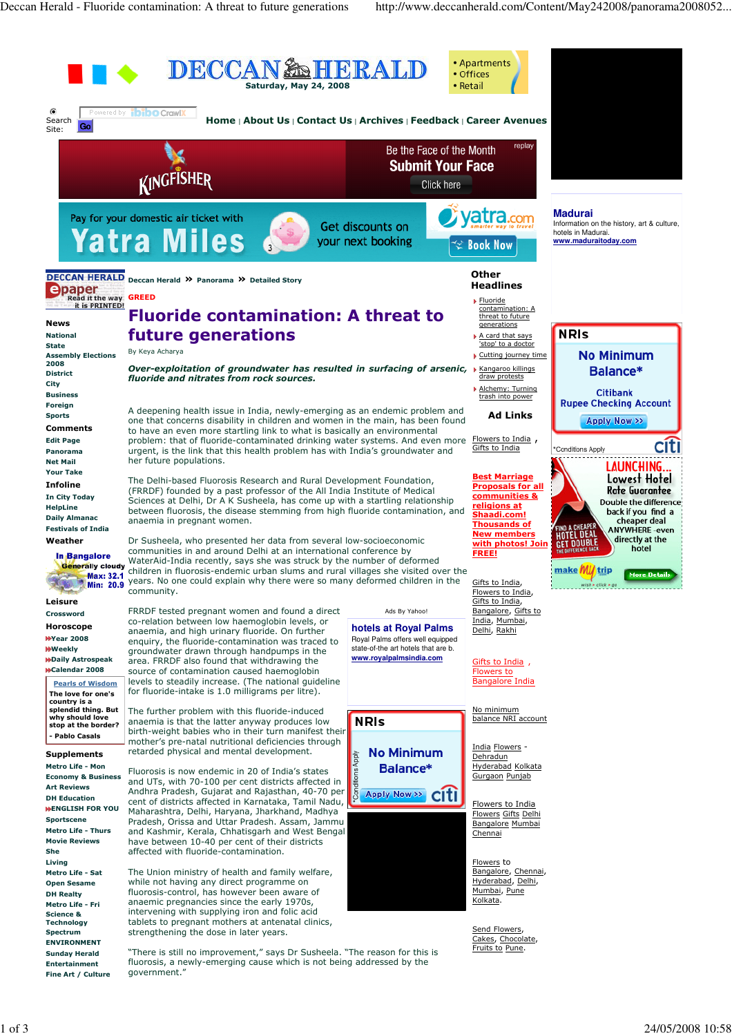GREED

# Fluoride contamination: A threat to future generations

By Keya Acharya

***Over-exploitation of groundwater has resulted in surfacing of arsenic, fluoride and nitrates from rock sources.***

A deepening health issue in India, newly-emerging as an endemic problem and one that concerns disability in children and women in the main, has been found to have an even more startling link to what is basically an environmental problem: that of fluoride-contaminated drinking water systems. And even more urgent, is the link that this health problem has with India's groundwater and her future populations.

The Delhi-based Fluorosis Research and Rural Development Foundation, (FRRDF) founded by a past professor of the All India Institute of Medical Sciences at Delhi, Dr A K Susheela, has come up with a startling relationship between fluorosis, the disease stemming from high fluoride contamination, and anaemia in pregnant women.

Dr Susheela, who presented her data from several low-socioeconomic communities in and around Delhi at an international conference by WaterAid-India recently, says she was struck by the number of deformed children in fluorosis-endemic urban slums and rural villages she visited over the years. No one could explain why there were so many deformed children in the community.

FRRDF tested pregnant women and found a direct co-relation between low haemoglobin levels, or anaemia, and high urinary fluoride. On further enquiry, the fluoride-contamination was traced to groundwater drawn through handpumps in the area. FRRDF also found that withdrawing the source of contamination caused haemoglobin levels to steadily increase. (The national guideline for fluoride-intake is 1.0 milligrams per litre).

The further problem with this fluoride-induced anaemia is that the latter anyway produces low birth-weight babies who in their turn manifest their mother's pre-natal nutritional deficiencies through retarded physical and mental development.

Fluorosis is now endemic in 20 of India's states and UTs, with 70-100 per cent districts affected in Andhra Pradesh, Gujarat and Rajasthan, 40-70 per cent of districts affected in Karnataka, Tamil Nadu, Maharashtra, Delhi, Haryana, Jharkhand, Madhya Pradesh, Orissa and Uttar Pradesh. Assam, Jammu and Kashmir, Kerala, Chhatisgarh and West Bengal have between 10-40 per cent of their districts affected with fluoride-contamination.

The Union ministry of health and family welfare, while not having any direct programme on fluorosis-control, has however been aware of anaemic pregnancies since the early 1970s, intervening with supplying iron and folic acid tablets to pregnant mothers at antenatal clinics, strengthening the dose in later years.

"There is still no improvement," says Dr Susheela. "The reason for this is fluorosis, a newly-emerging cause which is not being addressed by the government."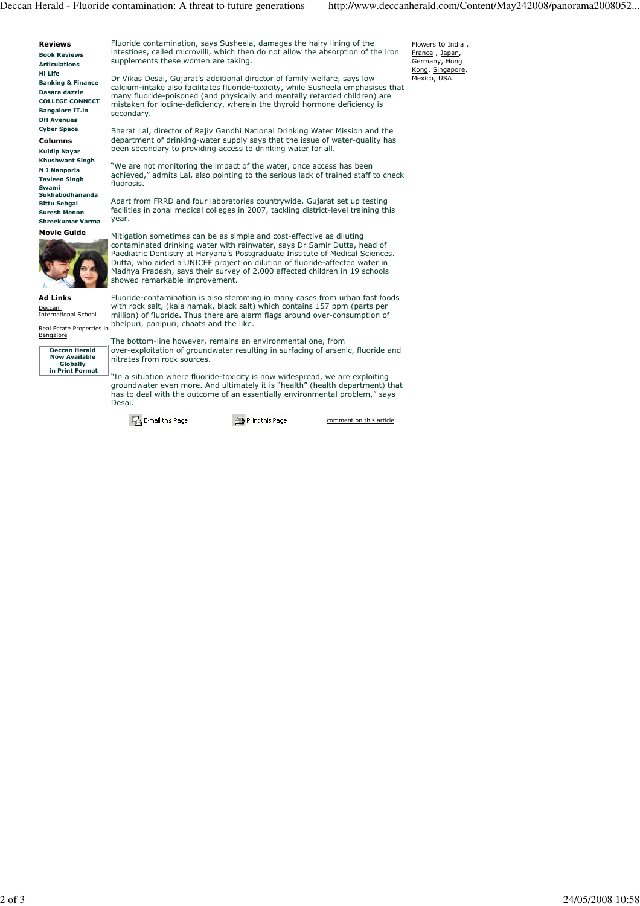Fluoride contamination, says Susheela, damages the hairy lining of the intestines, called microvilli, which then do not allow the absorption of the iron supplements these women are taking.

Dr Vikas Desai, Gujarat's additional director of family welfare, says low calcium-intake also facilitates fluoride-toxicity, while Susheela emphasises that many fluoride-poisoned (and physically and mentally retarded children) are mistaken for iodine-deficiency, wherein the thyroid hormone deficiency is secondary.

Bharat Lal, director of Rajiv Gandhi National Drinking Water Mission and the department of drinking-water supply says that the issue of water-quality has been secondary to providing access to drinking water for all.

"We are not monitoring the impact of the water, once access has been achieved," admits Lal, also pointing to the serious lack of trained staff to check fluorosis.

Apart from FRRD and four laboratories countrywide, Gujarat set up testing facilities in zonal medical colleges in 2007, tackling district-level training this year.

Mitigation sometimes can be as simple and cost-effective as diluting contaminated drinking water with rainwater, says Dr Samir Dutta, head of Paediatric Dentistry at Haryana's Postgraduate Institute of Medical Sciences. Dutta, who aided a UNICEF project on dilution of fluoride-affected water in Madhya Pradesh, says their survey of 2,000 affected children in 19 schools showed remarkable improvement.

Fluoride-contamination is also stemming in many cases from urban fast foods with rock salt, (kala namak, black salt) which contains 157 ppm (parts per million) of fluoride. Thus there are alarm flags around over-consumption of bhelpuri, panipuri, chaats and the like.

The bottom-line however, remains an environmental one, from over-exploitation of groundwater resulting in surfacing of arsenic, fluoride and nitrates from rock sources.

"In a situation where fluoride-toxicity is now widespread, we are exploiting groundwater even more. And ultimately it is "health" (health department) that has to deal with the outcome of an essentially environmental problem," says Desai.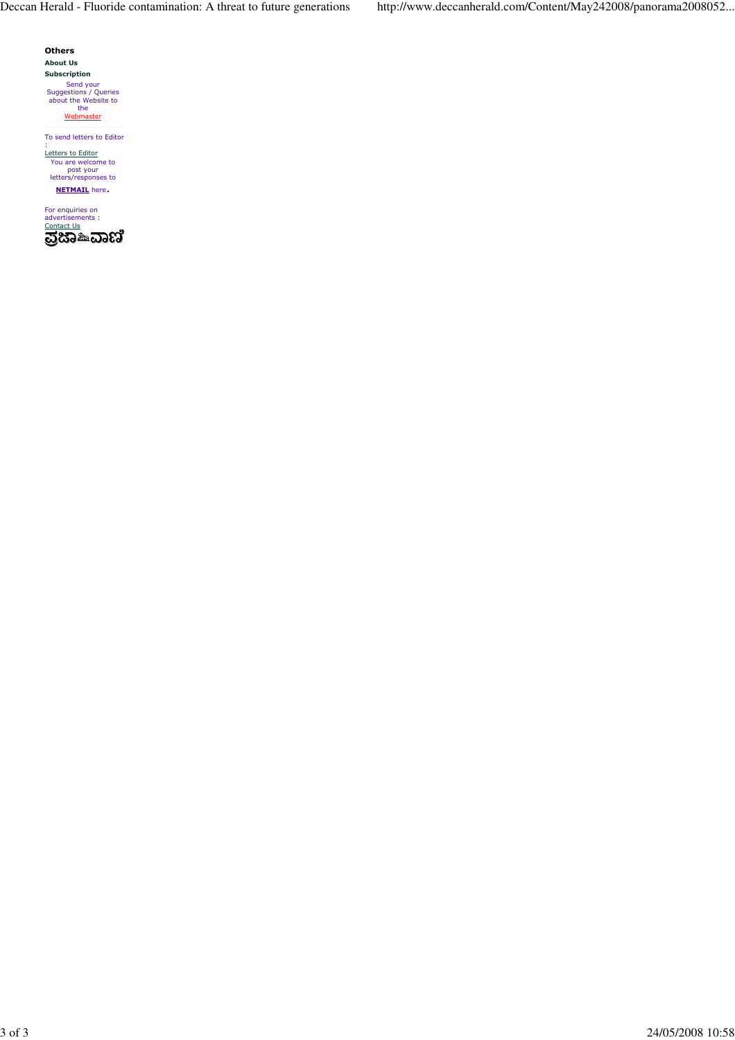**Others**

**About Us**

**Subscription**

Send your Suggestions / Queries about the Website to the Webmaster

To send letters to Editor :

Letters to Editor

You are welcome to post your letters/responses to

**NETMAIL** here.

For enquiries on advertisements :

Contact Us

ಪ್ರಜಾವಾಣಿ